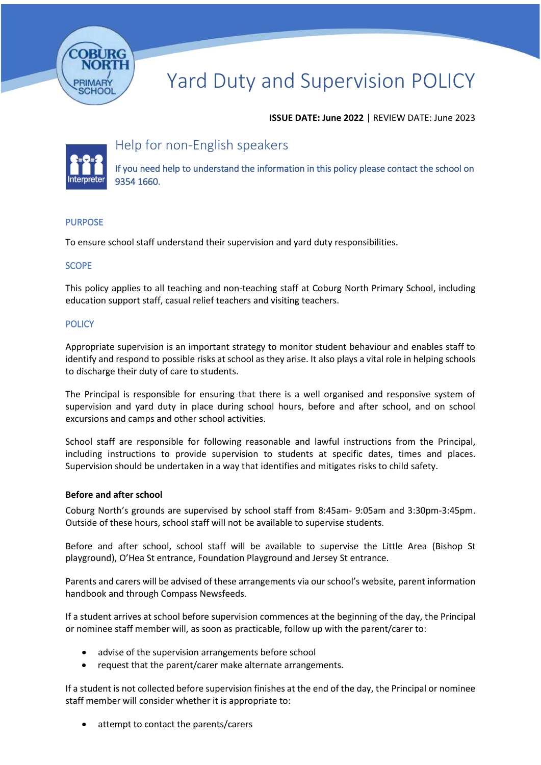# Yard Duty and Supervision POLICY

**ISSUE DATE: June 2022** | REVIEW DATE: June 2023

## Help for non-English speakers

If you need help to understand the information in this policy please contact the school on 9354 1660.

## PURPOSE

To ensure school staff understand their supervision and yard duty responsibilities.

## SCOPE

This policy applies to all teaching and non-teaching staff at Coburg North Primary School, including education support staff, casual relief teachers and visiting teachers.

## POLICY

Appropriate supervision is an important strategy to monitor student behaviour and enables staff to identify and respond to possible risks at school as they arise. It also plays a vital role in helping schools to discharge their duty of care to students.

The Principal is responsible for ensuring that there is a well organised and responsive system of supervision and yard duty in place during school hours, before and after school, and on school excursions and camps and other school activities.

School staff are responsible for following reasonable and lawful instructions from the Principal, including instructions to provide supervision to students at specific dates, times and places. Supervision should be undertaken in a way that identifies and mitigates risks to child safety.

### Before and after school

Coburg North's grounds are supervised by school staff from 8:45am- 9:05am and 3:30pm-3:45pm. Outside of these hours, school staff will not be available to supervise students.

Before and after school, school staff will be available to supervise the Little Area (Bishop St playground), O'Hea St entrance, Foundation Playground and Jersey St entrance.

Parents and carers will be advised of these arrangements via our school's website, parent information handbook and through Compass Newsfeeds.

If a student arrives at school before supervision commences at the beginning of the day, the Principal or nominee staff member will, as soon as practicable, follow up with the parent/carer to:

- advise of the supervision arrangements before school
- request that the parent/carer make alternate arrangements.

If a student is not collected before supervision finishes at the end of the day, the Principal or nominee staff member will consider whether it is appropriate to:

- attempt to contact the parents/carers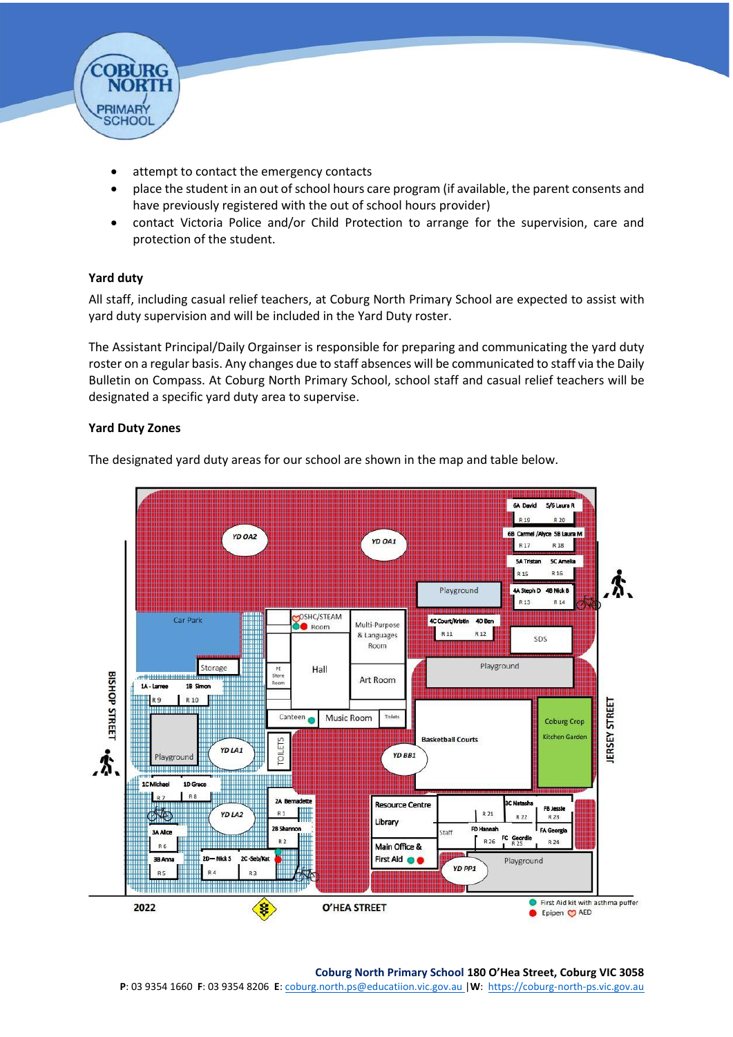- attempt to contact the emergency contacts
- place the student in an out of school hours care program (if available, the parent consents and have previously registered with the out of school hours provider)
- contact Victoria Police and/or Child Protection to arrange for the supervision, care and protection of the student.

### Yard duty

All staff, including casual relief teachers, at Coburg North Primary School are expected to assist with yard duty supervision and will be included in the Yard Duty roster.

The Assistant Principal/Daily Orgainser is responsible for preparing and communicating the yard duty roster on a regular basis. Any changes due to staff absences will be communicated to staff via the Daily Bulletin on Compass. At Coburg North Primary School, school staff and casual relief teachers will be designated a specific yard duty area to supervise.

### Yard Duty Zones

The designated yard duty areas for our school are shown in the map and table below.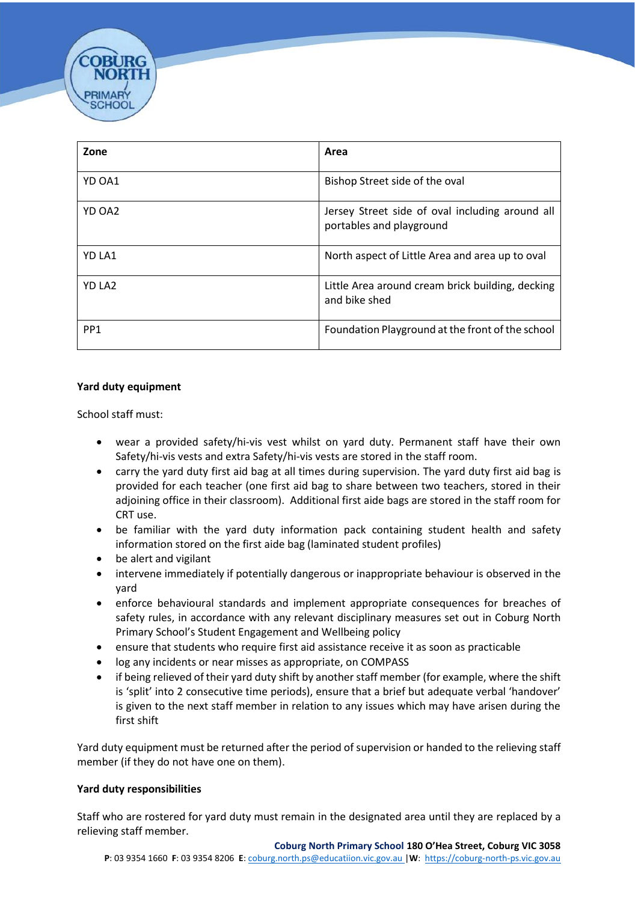| Zone | Area |
|---|---|
| YD OA1 | Bishop Street side of the oval |
| YD OA2 | Jersey Street side of oval including around all portables and playground |
| YD LA1 | North aspect of Little Area and area up to oval |
| YD LA2 | Little Area around cream brick building, decking and bike shed |
| PP1 | Foundation Playground at the front of the school |

**Yard duty equipment**

School staff must:

- wear a provided safety/hi-vis vest whilst on yard duty. Permanent staff have their own Safety/hi-vis vests and extra Safety/hi-vis vests are stored in the staff room.
- carry the yard duty first aid bag at all times during supervision. The yard duty first aid bag is provided for each teacher (one first aid bag to share between two teachers, stored in their adjoining office in their classroom). Additional first aide bags are stored in the staff room for CRT use.
- be familiar with the yard duty information pack containing student health and safety information stored on the first aide bag (laminated student profiles)
- be alert and vigilant
- intervene immediately if potentially dangerous or inappropriate behaviour is observed in the yard
- enforce behavioural standards and implement appropriate consequences for breaches of safety rules, in accordance with any relevant disciplinary measures set out in Coburg North Primary School's Student Engagement and Wellbeing policy
- ensure that students who require first aid assistance receive it as soon as practicable
- log any incidents or near misses as appropriate, on COMPASS
- if being relieved of their yard duty shift by another staff member (for example, where the shift is 'split' into 2 consecutive time periods), ensure that a brief but adequate verbal 'handover' is given to the next staff member in relation to any issues which may have arisen during the first shift

Yard duty equipment must be returned after the period of supervision or handed to the relieving staff member (if they do not have one on them).

**Yard duty responsibilities**

Staff who are rostered for yard duty must remain in the designated area until they are replaced by a relieving staff member.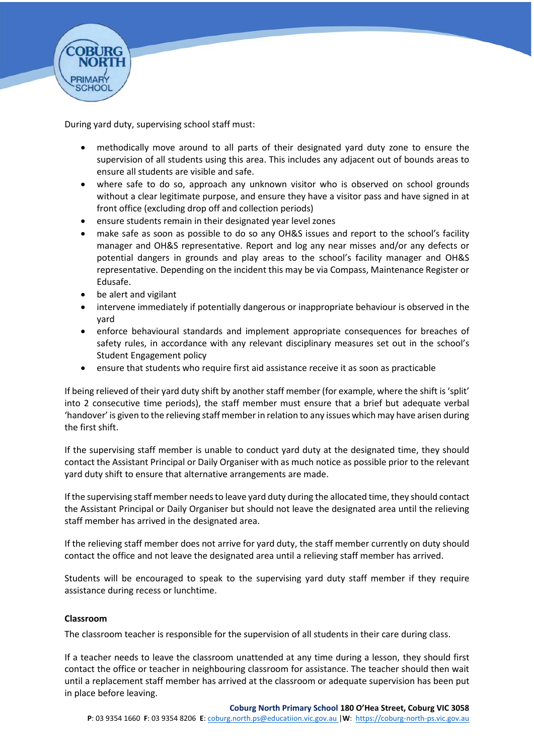During yard duty, supervising school staff must:

- methodically move around to all parts of their designated yard duty zone to ensure the supervision of all students using this area. This includes any adjacent out of bounds areas to ensure all students are visible and safe.
- where safe to do so, approach any unknown visitor who is observed on school grounds without a clear legitimate purpose, and ensure they have a visitor pass and have signed in at front office (excluding drop off and collection periods)
- ensure students remain in their designated year level zones
- make safe as soon as possible to do so any OH&S issues and report to the school's facility manager and OH&S representative. Report and log any near misses and/or any defects or potential dangers in grounds and play areas to the school's facility manager and OH&S representative. Depending on the incident this may be via Compass, Maintenance Register or Edusafe.
- be alert and vigilant
- intervene immediately if potentially dangerous or inappropriate behaviour is observed in the yard
- enforce behavioural standards and implement appropriate consequences for breaches of safety rules, in accordance with any relevant disciplinary measures set out in the school's Student Engagement policy
- ensure that students who require first aid assistance receive it as soon as practicable

If being relieved of their yard duty shift by another staff member (for example, where the shift is 'split' into 2 consecutive time periods), the staff member must ensure that a brief but adequate verbal 'handover' is given to the relieving staff member in relation to any issues which may have arisen during the first shift.

If the supervising staff member is unable to conduct yard duty at the designated time, they should contact the Assistant Principal or Daily Organiser with as much notice as possible prior to the relevant yard duty shift to ensure that alternative arrangements are made.

If the supervising staff member needs to leave yard duty during the allocated time, they should contact the Assistant Principal or Daily Organiser but should not leave the designated area until the relieving staff member has arrived in the designated area.

If the relieving staff member does not arrive for yard duty, the staff member currently on duty should contact the office and not leave the designated area until a relieving staff member has arrived.

Students will be encouraged to speak to the supervising yard duty staff member if they require assistance during recess or lunchtime.

**Classroom**

The classroom teacher is responsible for the supervision of all students in their care during class.

If a teacher needs to leave the classroom unattended at any time during a lesson, they should first contact the office or teacher in neighbouring classroom for assistance. The teacher should then wait until a replacement staff member has arrived at the classroom or adequate supervision has been put in place before leaving.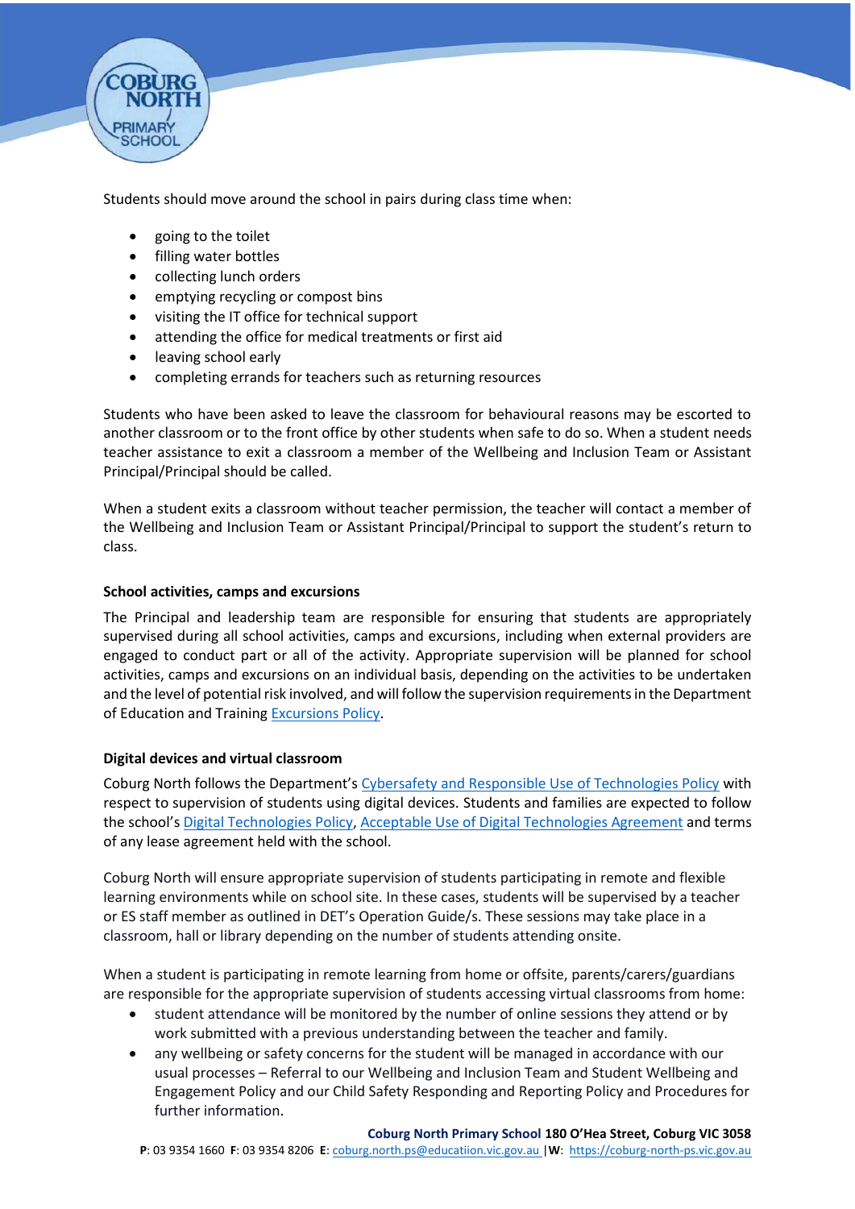Students should move around the school in pairs during class time when:

- going to the toilet
- filling water bottles
- collecting lunch orders
- emptying recycling or compost bins
- visiting the IT office for technical support
- attending the office for medical treatments or first aid
- leaving school early
- completing errands for teachers such as returning resources

Students who have been asked to leave the classroom for behavioural reasons may be escorted to another classroom or to the front office by other students when safe to do so. When a student needs teacher assistance to exit a classroom a member of the Wellbeing and Inclusion Team or Assistant Principal/Principal should be called.

When a student exits a classroom without teacher permission, the teacher will contact a member of the Wellbeing and Inclusion Team or Assistant Principal/Principal to support the student's return to class.

**School activities, camps and excursions**

The Principal and leadership team are responsible for ensuring that students are appropriately supervised during all school activities, camps and excursions, including when external providers are engaged to conduct part or all of the activity. Appropriate supervision will be planned for school activities, camps and excursions on an individual basis, depending on the activities to be undertaken and the level of potential risk involved, and will follow the supervision requirements in the Department of Education and Training Excursions Policy.

**Digital devices and virtual classroom**

Coburg North follows the Department's Cybersafety and Responsible Use of Technologies Policy with respect to supervision of students using digital devices. Students and families are expected to follow the school's Digital Technologies Policy, Acceptable Use of Digital Technologies Agreement and terms of any lease agreement held with the school.

Coburg North will ensure appropriate supervision of students participating in remote and flexible learning environments while on school site. In these cases, students will be supervised by a teacher or ES staff member as outlined in DET's Operation Guide/s. These sessions may take place in a classroom, hall or library depending on the number of students attending onsite.

When a student is participating in remote learning from home or offsite, parents/carers/guardians are responsible for the appropriate supervision of students accessing virtual classrooms from home:

- student attendance will be monitored by the number of online sessions they attend or by work submitted with a previous understanding between the teacher and family.
- any wellbeing or safety concerns for the student will be managed in accordance with our usual processes – Referral to our Wellbeing and Inclusion Team and Student Wellbeing and Engagement Policy and our Child Safety Responding and Reporting Policy and Procedures for further information.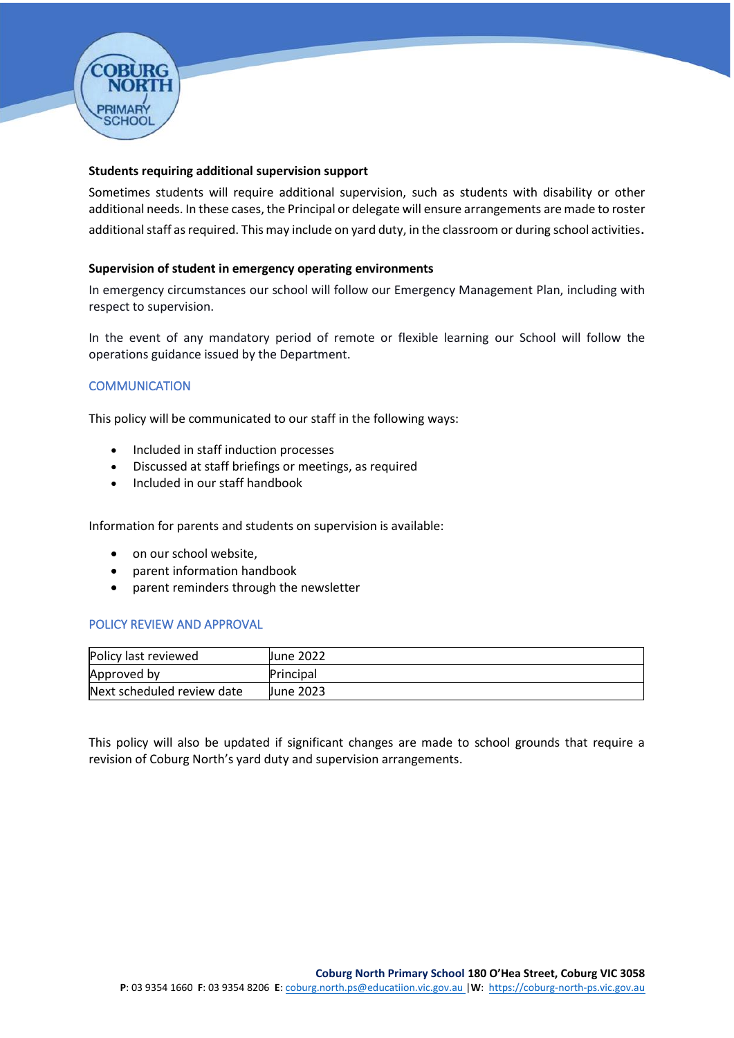**Students requiring additional supervision support**

Sometimes students will require additional supervision, such as students with disability or other additional needs. In these cases, the Principal or delegate will ensure arrangements are made to roster additional staff as required. This may include on yard duty, in the classroom or during school activities.

**Supervision of student in emergency operating environments**

In emergency circumstances our school will follow our Emergency Management Plan, including with respect to supervision.

In the event of any mandatory period of remote or flexible learning our School will follow the operations guidance issued by the Department.

## COMMUNICATION

This policy will be communicated to our staff in the following ways:

- Included in staff induction processes
- Discussed at staff briefings or meetings, as required
- Included in our staff handbook

Information for parents and students on supervision is available:

- on our school website,
- parent information handbook
- parent reminders through the newsletter

## POLICY REVIEW AND APPROVAL

| | |
|---|---|
| Policy last reviewed | June 2022 |
| Approved by | Principal |
| Next scheduled review date | June 2023 |

This policy will also be updated if significant changes are made to school grounds that require a revision of Coburg North's yard duty and supervision arrangements.